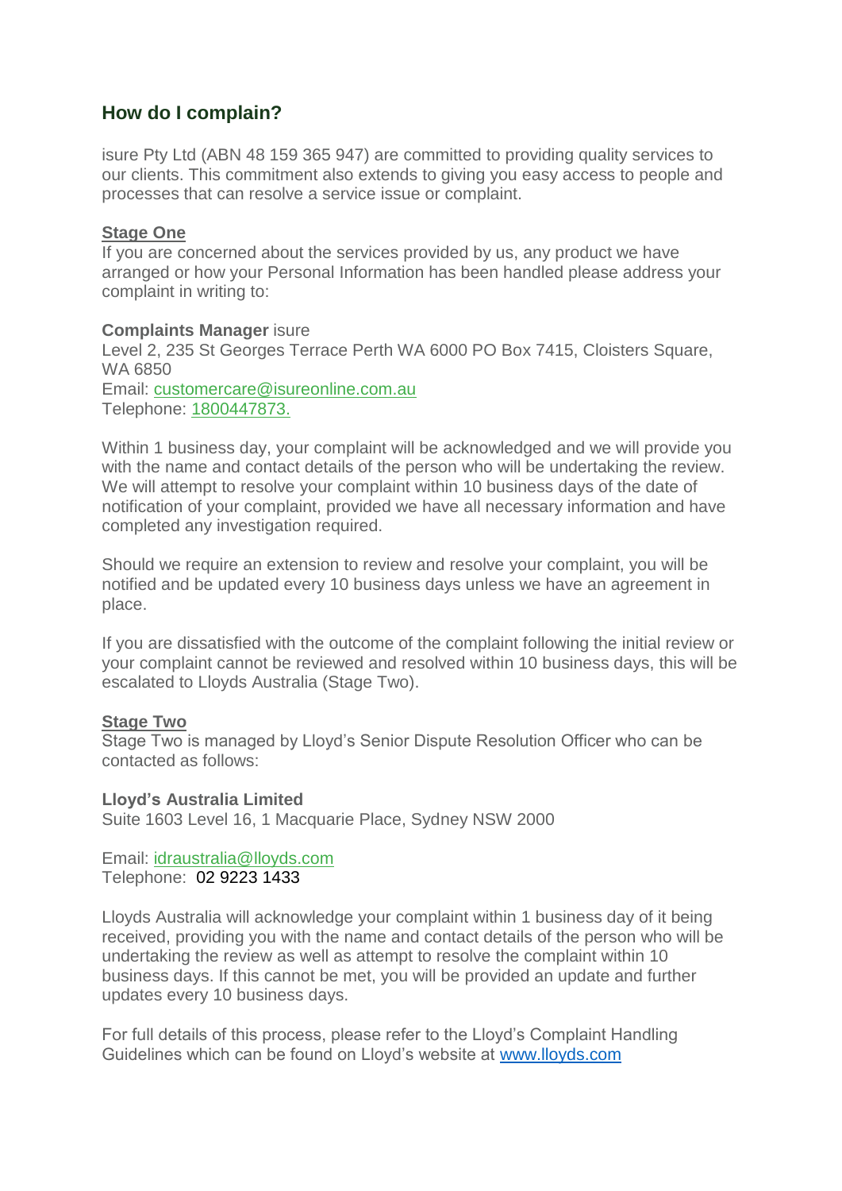## How do I complain?

isure Pty Ltd (ABN 48 159 365 947) are committed to providing quality services to our clients. This commitment also extends to giving you easy access to people and processes that can resolve a service issue or complaint.

**Stage One**

If you are concerned about the services provided by us, any product we have arranged or how your Personal Information has been handled please address your complaint in writing to:

**Complaints Manager** isure
Level 2, 235 St Georges Terrace Perth WA 6000 PO Box 7415, Cloisters Square, WA 6850
Email: customercare@isureonline.com.au
Telephone: 1800447873.

Within 1 business day, your complaint will be acknowledged and we will provide you with the name and contact details of the person who will be undertaking the review. We will attempt to resolve your complaint within 10 business days of the date of notification of your complaint, provided we have all necessary information and have completed any investigation required.

Should we require an extension to review and resolve your complaint, you will be notified and be updated every 10 business days unless we have an agreement in place.

If you are dissatisfied with the outcome of the complaint following the initial review or your complaint cannot be reviewed and resolved within 10 business days, this will be escalated to Lloyds Australia (Stage Two).

**Stage Two**

Stage Two is managed by Lloyd's Senior Dispute Resolution Officer who can be contacted as follows:

**Lloyd's Australia Limited**
Suite 1603 Level 16, 1 Macquarie Place, Sydney NSW 2000

Email: idraustralia@lloyds.com
Telephone: 02 9223 1433

Lloyds Australia will acknowledge your complaint within 1 business day of it being received, providing you with the name and contact details of the person who will be undertaking the review as well as attempt to resolve the complaint within 10 business days. If this cannot be met, you will be provided an update and further updates every 10 business days.

For full details of this process, please refer to the Lloyd's Complaint Handling Guidelines which can be found on Lloyd's website at www.lloyds.com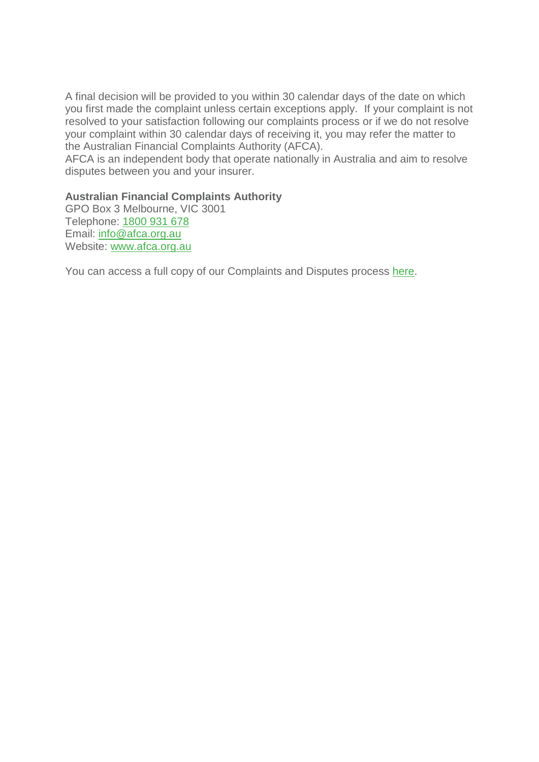A final decision will be provided to you within 30 calendar days of the date on which you first made the complaint unless certain exceptions apply. If your complaint is not resolved to your satisfaction following our complaints process or if we do not resolve your complaint within 30 calendar days of receiving it, you may refer the matter to the Australian Financial Complaints Authority (AFCA).
AFCA is an independent body that operate nationally in Australia and aim to resolve disputes between you and your insurer.

**Australian Financial Complaints Authority**
GPO Box 3 Melbourne, VIC 3001
Telephone: 1800 931 678
Email: info@afca.org.au
Website: www.afca.org.au

You can access a full copy of our Complaints and Disputes process here.